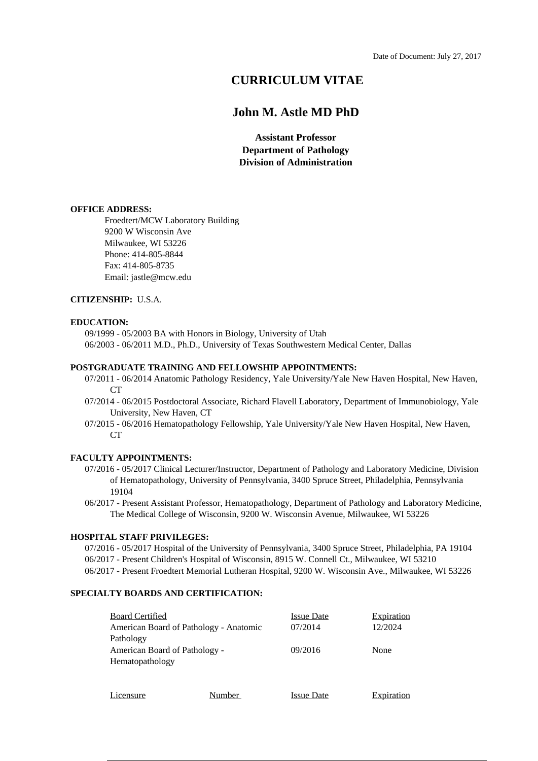Date of Document: July 27, 2017

# CURRICULUM VITAE

## John M. Astle MD PhD

**Assistant Professor**
**Department of Pathology**
**Division of Administration**

**OFFICE ADDRESS:**

Froedtert/MCW Laboratory Building
9200 W Wisconsin Ave
Milwaukee, WI 53226
Phone: 414-805-8844
Fax: 414-805-8735
Email: jastle@mcw.edu

**CITIZENSHIP:** U.S.A.

**EDUCATION:**

09/1999 - 05/2003 BA with Honors in Biology, University of Utah
06/2003 - 06/2011 M.D., Ph.D., University of Texas Southwestern Medical Center, Dallas

**POSTGRADUATE TRAINING AND FELLOWSHIP APPOINTMENTS:**

07/2011 - 06/2014 Anatomic Pathology Residency, Yale University/Yale New Haven Hospital, New Haven, CT
07/2014 - 06/2015 Postdoctoral Associate, Richard Flavell Laboratory, Department of Immunobiology, Yale University, New Haven, CT
07/2015 - 06/2016 Hematopathology Fellowship, Yale University/Yale New Haven Hospital, New Haven, CT

**FACULTY APPOINTMENTS:**

07/2016 - 05/2017 Clinical Lecturer/Instructor, Department of Pathology and Laboratory Medicine, Division of Hematopathology, University of Pennsylvania, 3400 Spruce Street, Philadelphia, Pennsylvania 19104
06/2017 - Present Assistant Professor, Hematopathology, Department of Pathology and Laboratory Medicine, The Medical College of Wisconsin, 9200 W. Wisconsin Avenue, Milwaukee, WI 53226

**HOSPITAL STAFF PRIVILEGES:**

07/2016 - 05/2017 Hospital of the University of Pennsylvania, 3400 Spruce Street, Philadelphia, PA 19104
06/2017 - Present Children's Hospital of Wisconsin, 8915 W. Connell Ct., Milwaukee, WI 53210
06/2017 - Present Froedtert Memorial Lutheran Hospital, 9200 W. Wisconsin Ave., Milwaukee, WI 53226

**SPECIALTY BOARDS AND CERTIFICATION:**

| Board Certified | Issue Date | Expiration |
|---|---|---|
| American Board of Pathology - Anatomic Pathology | 07/2014 | 12/2024 |
| American Board of Pathology - Hematopathology | 09/2016 | None |

| Licensure | Number | Issue Date | Expiration |
|---|---|---|---|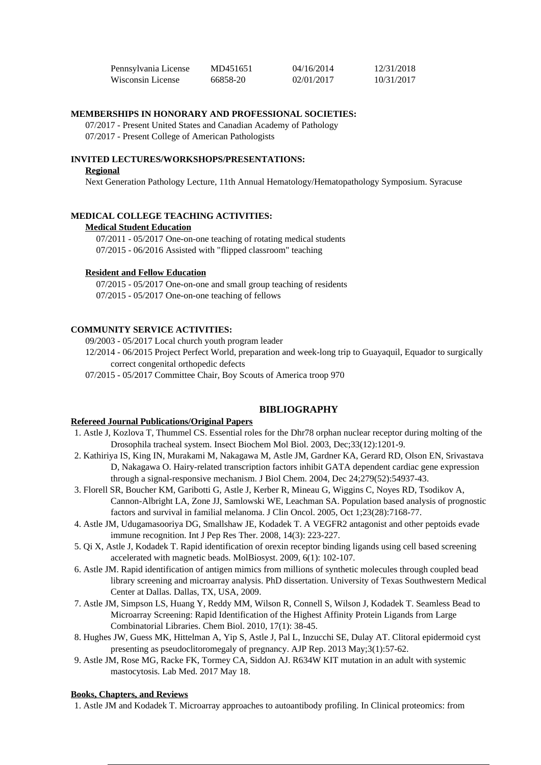| Pennsylvania License | MD451651 | 04/16/2014 | 12/31/2018 |
| --- | --- | --- | --- |
| Wisconsin License | 66858-20 | 02/01/2017 | 10/31/2017 |

### MEMBERSHIPS IN HONORARY AND PROFESSIONAL SOCIETIES:

07/2017 - Present United States and Canadian Academy of Pathology
07/2017 - Present College of American Pathologists

### INVITED LECTURES/WORKSHOPS/PRESENTATIONS:

**Regional**

Next Generation Pathology Lecture, 11th Annual Hematology/Hematopathology Symposium. Syracuse

### MEDICAL COLLEGE TEACHING ACTIVITIES:

**Medical Student Education**

07/2011 - 05/2017 One-on-one teaching of rotating medical students
07/2015 - 06/2016 Assisted with "flipped classroom" teaching

**Resident and Fellow Education**

07/2015 - 05/2017 One-on-one and small group teaching of residents
07/2015 - 05/2017 One-on-one teaching of fellows

### COMMUNITY SERVICE ACTIVITIES:

09/2003 - 05/2017 Local church youth program leader
12/2014 - 06/2015 Project Perfect World, preparation and week-long trip to Guayaquil, Equador to surgically correct congenital orthopedic defects
07/2015 - 05/2017 Committee Chair, Boy Scouts of America troop 970

## BIBLIOGRAPHY

**Refereed Journal Publications/Original Papers**

1. Astle J, Kozlova T, Thummel CS. Essential roles for the Dhr78 orphan nuclear receptor during molting of the Drosophila tracheal system. Insect Biochem Mol Biol. 2003, Dec;33(12):1201-9.
2. Kathiriya IS, King IN, Murakami M, Nakagawa M, Astle JM, Gardner KA, Gerard RD, Olson EN, Srivastava D, Nakagawa O. Hairy-related transcription factors inhibit GATA dependent cardiac gene expression through a signal-responsive mechanism. J Biol Chem. 2004, Dec 24;279(52):54937-43.
3. Florell SR, Boucher KM, Garibotti G, Astle J, Kerber R, Mineau G, Wiggins C, Noyes RD, Tsodikov A, Cannon-Albright LA, Zone JJ, Samlowski WE, Leachman SA. Population based analysis of prognostic factors and survival in familial melanoma. J Clin Oncol. 2005, Oct 1;23(28):7168-77.
4. Astle JM, Udugamasooriya DG, Smallshaw JE, Kodadek T. A VEGFR2 antagonist and other peptoids evade immune recognition. Int J Pep Res Ther. 2008, 14(3): 223-227.
5. Qi X, Astle J, Kodadek T. Rapid identification of orexin receptor binding ligands using cell based screening accelerated with magnetic beads. MolBiosyst. 2009, 6(1): 102-107.
6. Astle JM. Rapid identification of antigen mimics from millions of synthetic molecules through coupled bead library screening and microarray analysis. PhD dissertation. University of Texas Southwestern Medical Center at Dallas. Dallas, TX, USA, 2009.
7. Astle JM, Simpson LS, Huang Y, Reddy MM, Wilson R, Connell S, Wilson J, Kodadek T. Seamless Bead to Microarray Screening: Rapid Identification of the Highest Affinity Protein Ligands from Large Combinatorial Libraries. Chem Biol. 2010, 17(1): 38-45.
8. Hughes JW, Guess MK, Hittelman A, Yip S, Astle J, Pal L, Inzucchi SE, Dulay AT. Clitoral epidermoid cyst presenting as pseudoclitoromegaly of pregnancy. AJP Rep. 2013 May;3(1):57-62.
9. Astle JM, Rose MG, Racke FK, Tormey CA, Siddon AJ. R634W KIT mutation in an adult with systemic mastocytosis. Lab Med. 2017 May 18.

**Books, Chapters, and Reviews**

1. Astle JM and Kodadek T. Microarray approaches to autoantibody profiling. In Clinical proteomics: from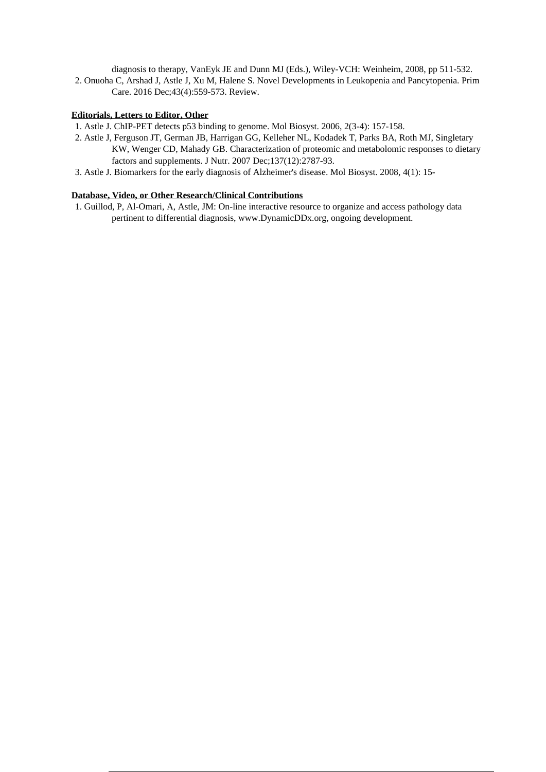diagnosis to therapy, VanEyk JE and Dunn MJ (Eds.), Wiley-VCH: Weinheim, 2008, pp 511-532.

2. Onuoha C, Arshad J, Astle J, Xu M, Halene S. Novel Developments in Leukopenia and Pancytopenia. Prim Care. 2016 Dec;43(4):559-573. Review.

**Editorials, Letters to Editor, Other**

1. Astle J. ChIP-PET detects p53 binding to genome. Mol Biosyst. 2006, 2(3-4): 157-158.
2. Astle J, Ferguson JT, German JB, Harrigan GG, Kelleher NL, Kodadek T, Parks BA, Roth MJ, Singletary KW, Wenger CD, Mahady GB. Characterization of proteomic and metabolomic responses to dietary factors and supplements. J Nutr. 2007 Dec;137(12):2787-93.
3. Astle J. Biomarkers for the early diagnosis of Alzheimer's disease. Mol Biosyst. 2008, 4(1): 15-

**Database, Video, or Other Research/Clinical Contributions**

1. Guillod, P, Al-Omari, A, Astle, JM: On-line interactive resource to organize and access pathology data pertinent to differential diagnosis, www.DynamicDDx.org, ongoing development.